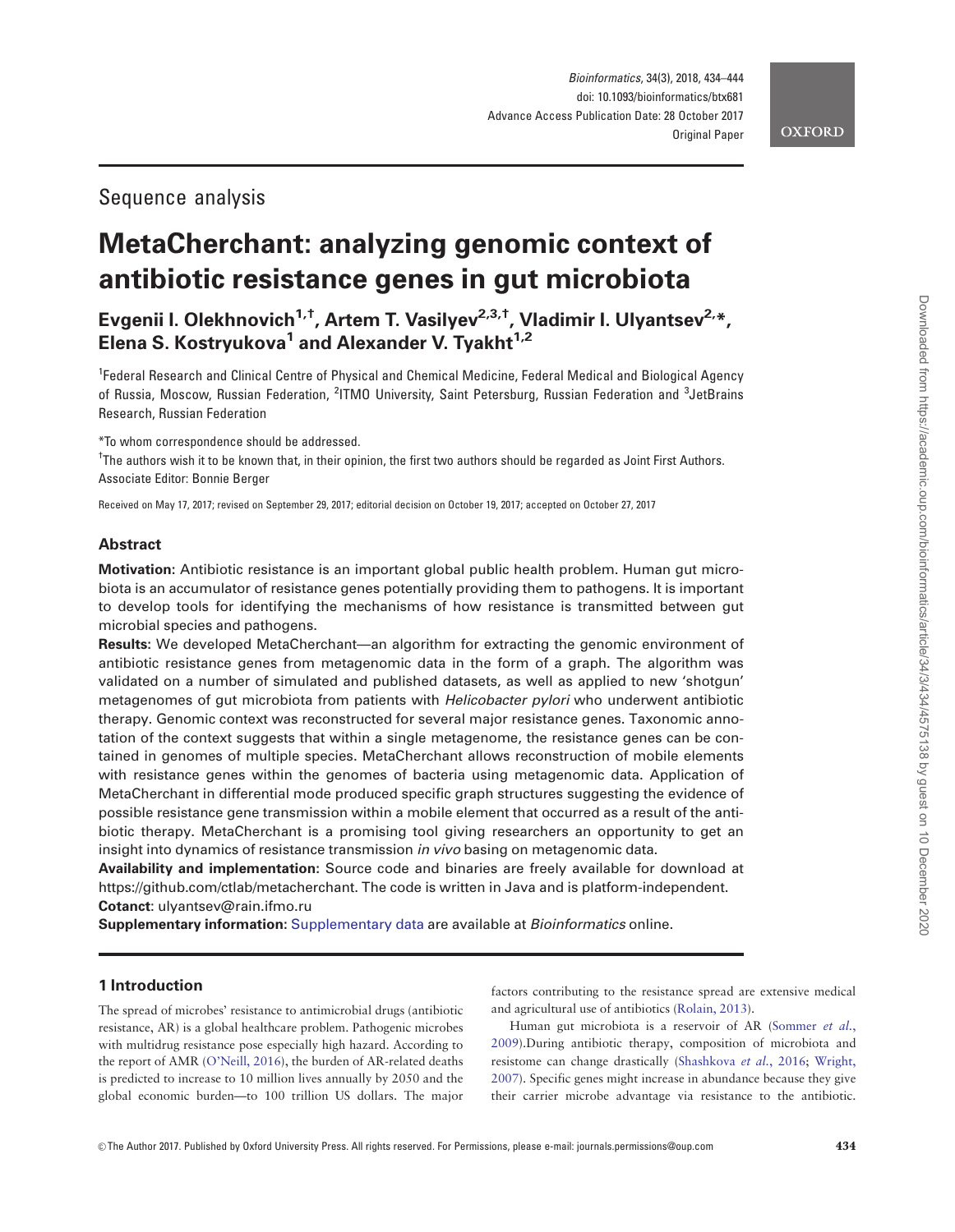## Sequence analysis

# MetaCherchant: analyzing genomic context of antibiotic resistance genes in gut microbiota

**Evgenii I. Olekhnovich[1,†], Artem T. Vasilyev[2,3,†], Vladimir I. Ulyantsev[2,*], Elena S. Kostryukova[1] and Alexander V. Tyakht[1,2]**

[1]Federal Research and Clinical Centre of Physical and Chemical Medicine, Federal Medical and Biological Agency of Russia, Moscow, Russian Federation, [2]ITMO University, Saint Petersburg, Russian Federation and [3]JetBrains Research, Russian Federation

*To whom correspondence should be addressed.

[†]The authors wish it to be known that, in their opinion, the first two authors should be regarded as Joint First Authors.

Associate Editor: Bonnie Berger

Received on May 17, 2017; revised on September 29, 2017; editorial decision on October 19, 2017; accepted on October 27, 2017

## Abstract

**Motivation:** Antibiotic resistance is an important global public health problem. Human gut microbiota is an accumulator of resistance genes potentially providing them to pathogens. It is important to develop tools for identifying the mechanisms of how resistance is transmitted between gut microbial species and pathogens.

**Results:** We developed MetaCherchant—an algorithm for extracting the genomic environment of antibiotic resistance genes from metagenomic data in the form of a graph. The algorithm was validated on a number of simulated and published datasets, as well as applied to new 'shotgun' metagenomes of gut microbiota from patients with *Helicobacter pylori* who underwent antibiotic therapy. Genomic context was reconstructed for several major resistance genes. Taxonomic annotation of the context suggests that within a single metagenome, the resistance genes can be contained in genomes of multiple species. MetaCherchant allows reconstruction of mobile elements with resistance genes within the genomes of bacteria using metagenomic data. Application of MetaCherchant in differential mode produced specific graph structures suggesting the evidence of possible resistance gene transmission within a mobile element that occurred as a result of the antibiotic therapy. MetaCherchant is a promising tool giving researchers an opportunity to get an insight into dynamics of resistance transmission *in vivo* basing on metagenomic data.

**Availability and implementation:** Source code and binaries are freely available for download at https://github.com/ctlab/metacherchant. The code is written in Java and is platform-independent.

**Cotanct**: ulyantsev@rain.ifmo.ru

**Supplementary information:** Supplementary data are available at *Bioinformatics* online.

## 1 Introduction

The spread of microbes' resistance to antimicrobial drugs (antibiotic resistance, AR) is a global healthcare problem. Pathogenic microbes with multidrug resistance pose especially high hazard. According to the report of AMR (O'Neill, 2016), the burden of AR-related deaths is predicted to increase to 10 million lives annually by 2050 and the global economic burden—to 100 trillion US dollars. The major factors contributing to the resistance spread are extensive medical and agricultural use of antibiotics (Rolain, 2013).

Human gut microbiota is a reservoir of AR (Sommer *et al.*, 2009).During antibiotic therapy, composition of microbiota and resistome can change drastically (Shashkova *et al.*, 2016; Wright, 2007). Specific genes might increase in abundance because they give their carrier microbe advantage via resistance to the antibiotic.

© The Author 2017. Published by Oxford University Press. All rights reserved. For Permissions, please e-mail: journals.permissions@oup.com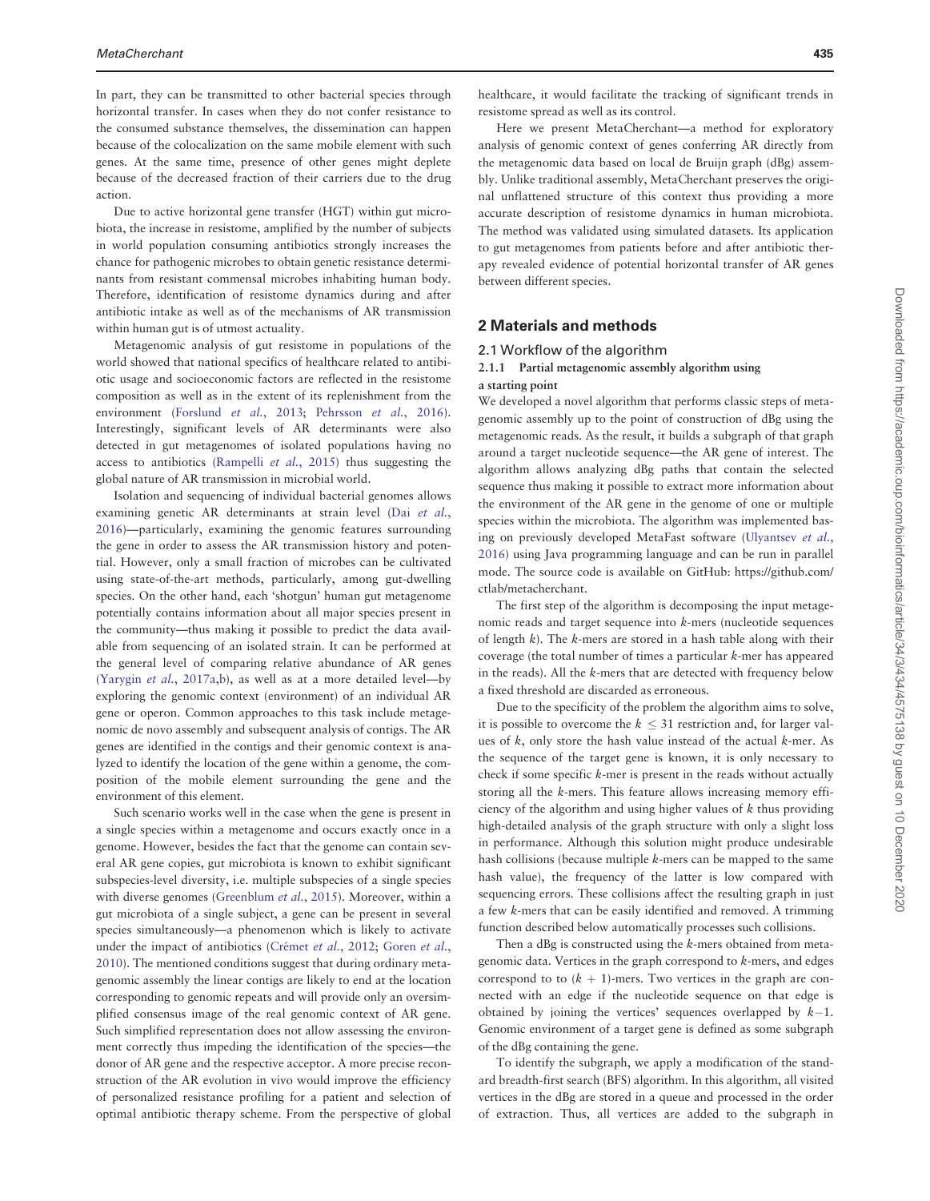In part, they can be transmitted to other bacterial species through horizontal transfer. In cases when they do not confer resistance to the consumed substance themselves, the dissemination can happen because of the colocalization on the same mobile element with such genes. At the same time, presence of other genes might deplete because of the decreased fraction of their carriers due to the drug action.

Due to active horizontal gene transfer (HGT) within gut microbiota, the increase in resistome, amplified by the number of subjects in world population consuming antibiotics strongly increases the chance for pathogenic microbes to obtain genetic resistance determinants from resistant commensal microbes inhabiting human body. Therefore, identification of resistome dynamics during and after antibiotic intake as well as of the mechanisms of AR transmission within human gut is of utmost actuality.

Metagenomic analysis of gut resistome in populations of the world showed that national specifics of healthcare related to antibiotic usage and socioeconomic factors are reflected in the resistome composition as well as in the extent of its replenishment from the environment (Forslund *et al.*, 2013; Pehrsson *et al.*, 2016). Interestingly, significant levels of AR determinants were also detected in gut metagenomes of isolated populations having no access to antibiotics (Rampelli *et al.*, 2015) thus suggesting the global nature of AR transmission in microbial world.

Isolation and sequencing of individual bacterial genomes allows examining genetic AR determinants at strain level (Dai *et al.*, 2016)—particularly, examining the genomic features surrounding the gene in order to assess the AR transmission history and potential. However, only a small fraction of microbes can be cultivated using state-of-the-art methods, particularly, among gut-dwelling species. On the other hand, each 'shotgun' human gut metagenome potentially contains information about all major species present in the community—thus making it possible to predict the data available from sequencing of an isolated strain. It can be performed at the general level of comparing relative abundance of AR genes (Yarygin *et al.*, 2017a,b), as well as at a more detailed level—by exploring the genomic context (environment) of an individual AR gene or operon. Common approaches to this task include metagenomic de novo assembly and subsequent analysis of contigs. The AR genes are identified in the contigs and their genomic context is analyzed to identify the location of the gene within a genome, the composition of the mobile element surrounding the gene and the environment of this element.

Such scenario works well in the case when the gene is present in a single species within a metagenome and occurs exactly once in a genome. However, besides the fact that the genome can contain several AR gene copies, gut microbiota is known to exhibit significant subspecies-level diversity, i.e. multiple subspecies of a single species with diverse genomes (Greenblum *et al.*, 2015). Moreover, within a gut microbiota of a single subject, a gene can be present in several species simultaneously—a phenomenon which is likely to activate under the impact of antibiotics (Crémet *et al.*, 2012; Goren *et al.*, 2010). The mentioned conditions suggest that during ordinary metagenomic assembly the linear contigs are likely to end at the location corresponding to genomic repeats and will provide only an oversimplified consensus image of the real genomic context of AR gene. Such simplified representation does not allow assessing the environment correctly thus impeding the identification of the species—the donor of AR gene and the respective acceptor. A more precise reconstruction of the AR evolution in vivo would improve the efficiency of personalized resistance profiling for a patient and selection of optimal antibiotic therapy scheme. From the perspective of global healthcare, it would facilitate the tracking of significant trends in resistome spread as well as its control.

Here we present MetaCherchant—a method for exploratory analysis of genomic context of genes conferring AR directly from the metagenomic data based on local de Bruijn graph (dBg) assembly. Unlike traditional assembly, MetaCherchant preserves the original unflattened structure of this context thus providing a more accurate description of resistome dynamics in human microbiota. The method was validated using simulated datasets. Its application to gut metagenomes from patients before and after antibiotic therapy revealed evidence of potential horizontal transfer of AR genes between different species.

## 2 Materials and methods

### 2.1 Workflow of the algorithm

#### 2.1.1 Partial metagenomic assembly algorithm using a starting point

We developed a novel algorithm that performs classic steps of metagenomic assembly up to the point of construction of dBg using the metagenomic reads. As the result, it builds a subgraph of that graph around a target nucleotide sequence—the AR gene of interest. The algorithm allows analyzing dBg paths that contain the selected sequence thus making it possible to extract more information about the environment of the AR gene in the genome of one or multiple species within the microbiota. The algorithm was implemented basing on previously developed MetaFast software (Ulyantsev *et al.*, 2016) using Java programming language and can be run in parallel mode. The source code is available on GitHub: https://github.com/ctlab/metacherchant.

The first step of the algorithm is decomposing the input metagenomic reads and target sequence into $k$-mers (nucleotide sequences of length $k$). The $k$-mers are stored in a hash table along with their coverage (the total number of times a particular $k$-mer has appeared in the reads). All the $k$-mers that are detected with frequency below a fixed threshold are discarded as erroneous.

Due to the specificity of the problem the algorithm aims to solve, it is possible to overcome the $k \leq 31$ restriction and, for larger values of $k$, only store the hash value instead of the actual $k$-mer. As the sequence of the target gene is known, it is only necessary to check if some specific $k$-mer is present in the reads without actually storing all the $k$-mers. This feature allows increasing memory efficiency of the algorithm and using higher values of $k$ thus providing high-detailed analysis of the graph structure with only a slight loss in performance. Although this solution might produce undesirable hash collisions (because multiple $k$-mers can be mapped to the same hash value), the frequency of the latter is low compared with sequencing errors. These collisions affect the resulting graph in just a few $k$-mers that can be easily identified and removed. A trimming function described below automatically processes such collisions.

Then a dBg is constructed using the $k$-mers obtained from metagenomic data. Vertices in the graph correspond to $k$-mers, and edges correspond to to $(k + 1)$-mers. Two vertices in the graph are connected with an edge if the nucleotide sequence on that edge is obtained by joining the vertices' sequences overlapped by $k-1$. Genomic environment of a target gene is defined as some subgraph of the dBg containing the gene.

To identify the subgraph, we apply a modification of the standard breadth-first search (BFS) algorithm. In this algorithm, all visited vertices in the dBg are stored in a queue and processed in the order of extraction. Thus, all vertices are added to the subgraph in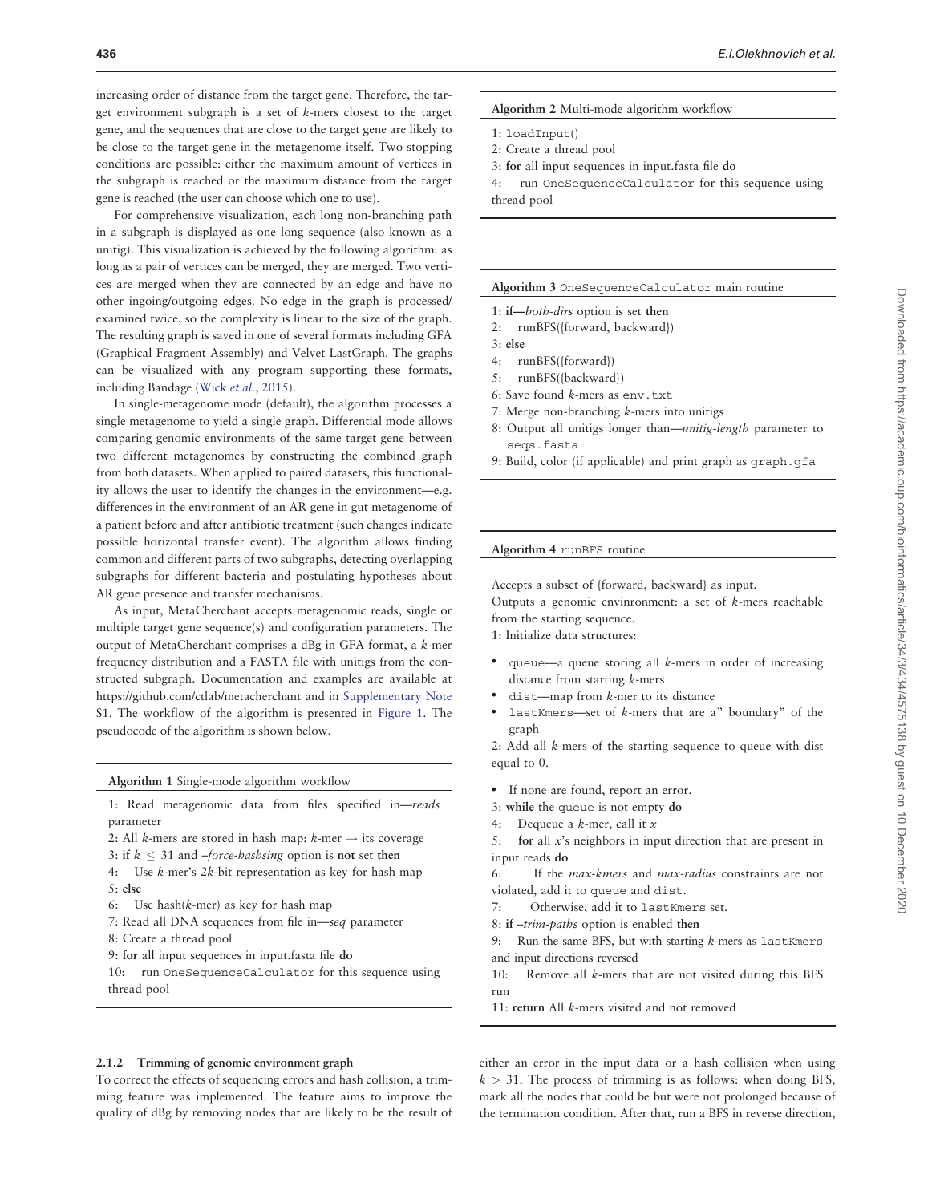increasing order of distance from the target gene. Therefore, the target environment subgraph is a set of $k$-mers closest to the target gene, and the sequences that are close to the target gene are likely to be close to the target gene in the metagenome itself. Two stopping conditions are possible: either the maximum amount of vertices in the subgraph is reached or the maximum distance from the target gene is reached (the user can choose which one to use).

For comprehensive visualization, each long non-branching path in a subgraph is displayed as one long sequence (also known as a unitig). This visualization is achieved by the following algorithm: as long as a pair of vertices can be merged, they are merged. Two vertices are merged when they are connected by an edge and have no other ingoing/outgoing edges. No edge in the graph is processed/examined twice, so the complexity is linear to the size of the graph. The resulting graph is saved in one of several formats including GFA (Graphical Fragment Assembly) and Velvet LastGraph. The graphs can be visualized with any program supporting these formats, including Bandage (Wick *et al.*, 2015).

In single-metagenome mode (default), the algorithm processes a single metagenome to yield a single graph. Differential mode allows comparing genomic environments of the same target gene between two different metagenomes by constructing the combined graph from both datasets. When applied to paired datasets, this functionality allows the user to identify the changes in the environment—e.g. differences in the environment of an AR gene in gut metagenome of a patient before and after antibiotic treatment (such changes indicate possible horizontal transfer event). The algorithm allows finding common and different parts of two subgraphs, detecting overlapping subgraphs for different bacteria and postulating hypotheses about AR gene presence and transfer mechanisms.

As input, MetaCherchant accepts metagenomic reads, single or multiple target gene sequence(s) and configuration parameters. The output of MetaCherchant comprises a dBg in GFA format, a $k$-mer frequency distribution and a FASTA file with unitigs from the constructed subgraph. Documentation and examples are available at https://github.com/ctlab/metacherchant and in Supplementary Note S1. The workflow of the algorithm is presented in Figure 1. The pseudocode of the algorithm is shown below.

**Algorithm 1** Single-mode algorithm workflow

1: Read metagenomic data from files specified in—*reads* parameter
2: All $k$-mers are stored in hash map: $k$-mer → its coverage
3: **if** $k \leq 31$ and –*force-hashsing* option is **not** set **then**
4: Use $k$-mer's $2k$-bit representation as key for hash map
5: **else**
6: Use hash($k$-mer) as key for hash map
7: Read all DNA sequences from file in—*seq* parameter
8: Create a thread pool
9: **for** all input sequences in input.fasta file **do**
10: run `OneSequenceCalculator` for this sequence using thread pool

**Algorithm 2** Multi-mode algorithm workflow

1: `loadInput()`
2: Create a thread pool
3: **for** all input sequences in input.fasta file **do**
4: run `OneSequenceCalculator` for this sequence using thread pool

**Algorithm 3** `OneSequenceCalculator` main routine

1: **if**—*both-dirs* option is set **then**
2: runBFS({forward, backward})
3: **else**
4: runBFS({forward})
5: runBFS({backward})
6: Save found $k$-mers as `env.txt`
7: Merge non-branching $k$-mers into unitigs
8: Output all unitigs longer than—*unitig-length* parameter to `seqs.fasta`
9: Build, color (if applicable) and print graph as `graph.gfa`

**Algorithm 4** `runBFS` routine

Accepts a subset of {forward, backward} as input.
Outputs a genomic envinronment: a set of $k$-mers reachable from the starting sequence.
1: Initialize data structures:

- `queue`—a queue storing all $k$-mers in order of increasing distance from starting $k$-mers
- `dist`—map from $k$-mer to its distance
- `lastKmers`—set of $k$-mers that are a" boundary" of the graph

2: Add all $k$-mers of the starting sequence to queue with dist equal to 0.

- If none are found, report an error.

3: **while** the `queue` is not empty **do**
4: Dequeue a $k$-mer, call it $x$
5: **for** all $x$'s neighbors in input direction that are present in input reads **do**
6: If the *max-kmers* and *max-radius* constraints are not violated, add it to `queue` and `dist`.
7: Otherwise, add it to `lastKmers` set.
8: **if** –*trim-paths* option is enabled **then**
9: Run the same BFS, but with starting $k$-mers as `lastKmers` and input directions reversed
10: Remove all $k$-mers that are not visited during this BFS run
11: **return** All $k$-mers visited and not removed

#### 2.1.2 Trimming of genomic environment graph

To correct the effects of sequencing errors and hash collision, a trimming feature was implemented. The feature aims to improve the quality of dBg by removing nodes that are likely to be the result of either an error in the input data or a hash collision when using $k > 31$. The process of trimming is as follows: when doing BFS, mark all the nodes that could be but were not prolonged because of the termination condition. After that, run a BFS in reverse direction,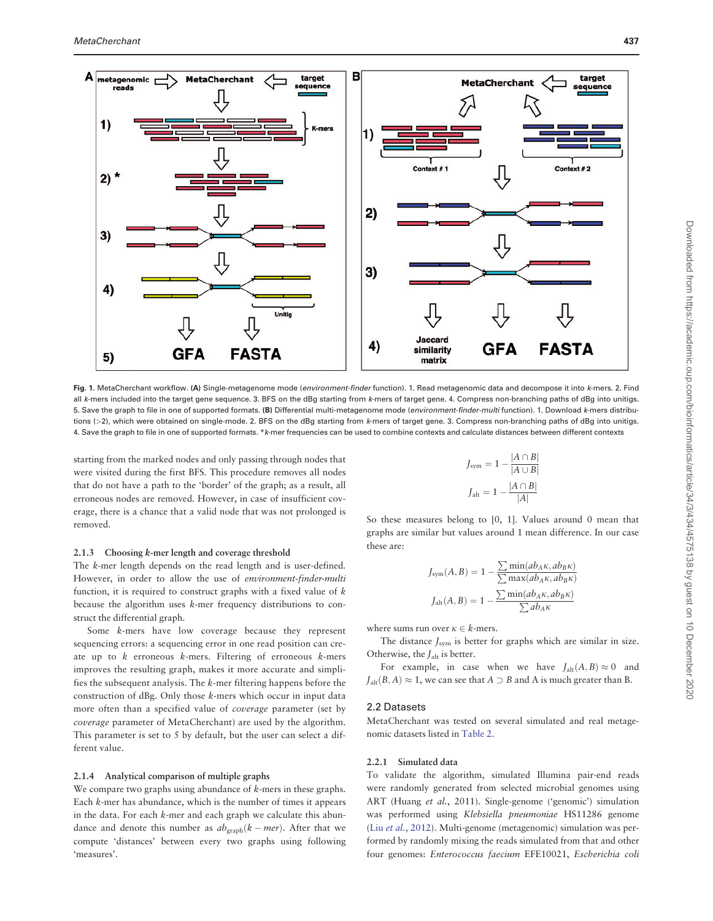**Fig. 1.** MetaCherchant workflow. **(A)** Single-metagenome mode (*environment-finder* function). 1. Read metagenomic data and decompose it into *k*-mers. 2. Find all *k*-mers included into the target gene sequence. 3. BFS on the dBg starting from *k*-mers of target gene. 4. Compress non-branching paths of dBg into unitigs. 5. Save the graph to file in one of supported formats. **(B)** Differential multi-metagenome mode (*environment-finder-multi* function). 1. Download *k*-mers distributions (>2), which were obtained on single-mode. 2. BFS on the dBg starting from *k*-mers of target gene. 3. Compress non-branching paths of dBg into unitigs. 4. Save the graph to file in one of supported formats. \**k*-mer frequencies can be used to combine contexts and calculate distances between different contexts

starting from the marked nodes and only passing through nodes that were visited during the first BFS. This procedure removes all nodes that do not have a path to the 'border' of the graph; as a result, all erroneous nodes are removed. However, in case of insufficient coverage, there is a chance that a valid node that was not prolonged is removed.

#### 2.1.3 Choosing *k*-mer length and coverage threshold

The *k*-mer length depends on the read length and is user-defined. However, in order to allow the use of *environment-finder-multi* function, it is required to construct graphs with a fixed value of *k* because the algorithm uses *k*-mer frequency distributions to construct the differential graph.

Some *k*-mers have low coverage because they represent sequencing errors: a sequencing error in one read position can create up to *k* erroneous *k*-mers. Filtering of erroneous *k*-mers improves the resulting graph, makes it more accurate and simplifies the subsequent analysis. The *k*-mer filtering happens before the construction of dBg. Only those *k*-mers which occur in input data more often than a specified value of *coverage* parameter (set by *coverage* parameter of MetaCherchant) are used by the algorithm. This parameter is set to 5 by default, but the user can select a different value.

#### 2.1.4 Analytical comparison of multiple graphs

We compare two graphs using abundance of *k*-mers in these graphs. Each *k*-mer has abundance, which is the number of times it appears in the data. For each *k*-mer and each graph we calculate this abundance and denote this number as $ab_{\text{graph}}(k-mer)$. After that we compute 'distances' between every two graphs using following 'measures'.

$$J_{\text{sym}} = 1 - \frac{|A \cap B|}{|A \cup B|}$$

$$J_{\text{alt}} = 1 - \frac{|A \cap B|}{|A|}$$

So these measures belong to [0, 1]. Values around 0 mean that graphs are similar but values around 1 mean difference. In our case these are:

$$J_{\text{sym}}(A, B) = 1 - \frac{\sum \min(ab_A\kappa, ab_B\kappa)}{\sum \max(ab_A\kappa, ab_B\kappa)}$$

$$J_{\text{alt}}(A, B) = 1 - \frac{\sum \min(ab_A\kappa, ab_B\kappa)}{\sum ab_A\kappa}$$

where sums run over $\kappa \in k$-mers.

The distance $J_{\text{sym}}$ is better for graphs which are similar in size. Otherwise, the $J_{\text{alt}}$ is better.

For example, in case when we have $J_{\text{alt}}(A, B) \approx 0$ and $J_{\text{alt}}(B, A) \approx 1$, we can see that $A \supset B$ and A is much greater than B.

### 2.2 Datasets

MetaCherchant was tested on several simulated and real metagenomic datasets listed in Table 2.

#### 2.2.1 Simulated data

To validate the algorithm, simulated Illumina pair-end reads were randomly generated from selected microbial genomes using ART (Huang *et al.*, 2011). Single-genome ('genomic') simulation was performed using *Klebsiella pneumoniae* HS11286 genome (Liu *et al.*, 2012). Multi-genome (metagenomic) simulation was performed by randomly mixing the reads simulated from that and other four genomes: *Enterococcus faecium* EFE10021, *Escherichia coli*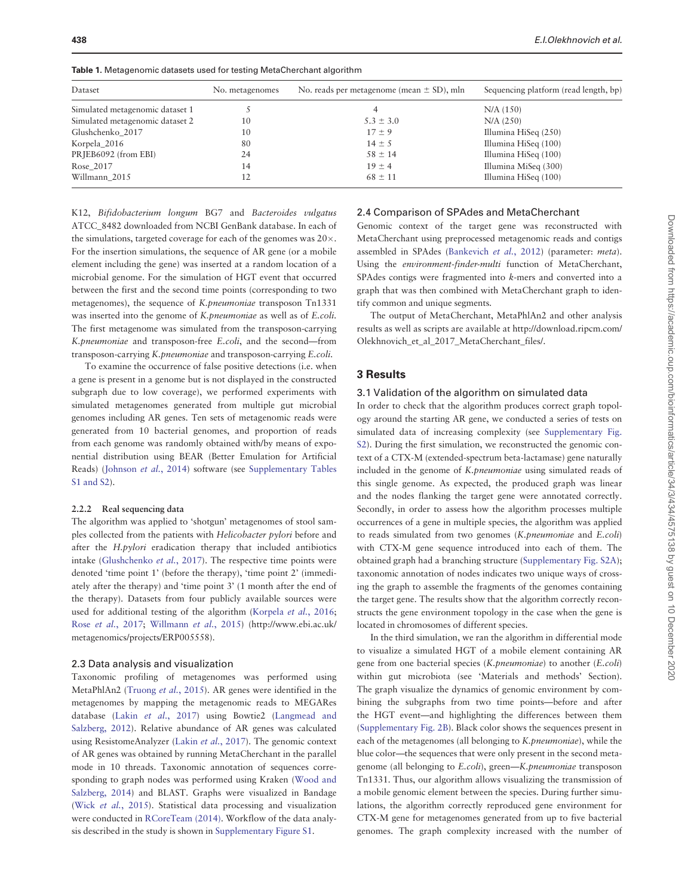**Table 1.** Metagenomic datasets used for testing MetaCherchant algorithm

| Dataset | No. metagenomes | No. reads per metagenome (mean ± SD), mln | Sequencing platform (read length, bp) |
|---|---|---|---|
| Simulated metagenomic dataset 1 | 5 | 4 | N/A (150) |
| Simulated metagenomic dataset 2 | 10 | 5.3 ± 3.0 | N/A (250) |
| Glushchenko_2017 | 10 | 17 ± 9 | Illumina HiSeq (250) |
| Korpela_2016 | 80 | 14 ± 5 | Illumina HiSeq (100) |
| PRJEB6092 (from EBI) | 24 | 58 ± 14 | Illumina HiSeq (100) |
| Rose_2017 | 14 | 19 ± 4 | Illumina MiSeq (300) |
| Willmann_2015 | 12 | 68 ± 11 | Illumina HiSeq (100) |

K12, *Bifidobacterium longum* BG7 and *Bacteroides vulgatus* ATCC_8482 downloaded from NCBI GenBank database. In each of the simulations, targeted coverage for each of the genomes was 20×. For the insertion simulations, the sequence of AR gene (or a mobile element including the gene) was inserted at a random location of a microbial genome. For the simulation of HGT event that occurred between the first and the second time points (corresponding to two metagenomes), the sequence of *K.pneumoniae* transposon Tn1331 was inserted into the genome of *K.pneumoniae* as well as of *E.coli*. The first metagenome was simulated from the transposon-carrying *K.pneumoniae* and transposon-free *E.coli*, and the second—from transposon-carrying *K.pneumoniae* and transposon-carrying *E.coli*.

To examine the occurrence of false positive detections (i.e. when a gene is present in a genome but is not displayed in the constructed subgraph due to low coverage), we performed experiments with simulated metagenomes generated from multiple gut microbial genomes including AR genes. Ten sets of metagenomic reads were generated from 10 bacterial genomes, and proportion of reads from each genome was randomly obtained with/by means of exponential distribution using BEAR (Better Emulation for Artificial Reads) (Johnson *et al.*, 2014) software (see Supplementary Tables S1 and S2).

#### 2.2.2 Real sequencing data

The algorithm was applied to 'shotgun' metagenomes of stool samples collected from the patients with *Helicobacter pylori* before and after the *H.pylori* eradication therapy that included antibiotics intake (Glushchenko *et al.*, 2017). The respective time points were denoted 'time point 1' (before the therapy), 'time point 2' (immediately after the therapy) and 'time point 3' (1 month after the end of the therapy). Datasets from four publicly available sources were used for additional testing of the algorithm (Korpela *et al.*, 2016; Rose *et al.*, 2017; Willmann *et al.*, 2015) (http://www.ebi.ac.uk/metagenomics/projects/ERP005558).

### 2.3 Data analysis and visualization

Taxonomic profiling of metagenomes was performed using MetaPhlAn2 (Truong *et al.*, 2015). AR genes were identified in the metagenomes by mapping the metagenomic reads to MEGARes database (Lakin *et al.*, 2017) using Bowtie2 (Langmead and Salzberg, 2012). Relative abundance of AR genes was calculated using ResistomeAnalyzer (Lakin *et al.*, 2017). The genomic context of AR genes was obtained by running MetaCherchant in the parallel mode in 10 threads. Taxonomic annotation of sequences corresponding to graph nodes was performed using Kraken (Wood and Salzberg, 2014) and BLAST. Graphs were visualized in Bandage (Wick *et al.*, 2015). Statistical data processing and visualization were conducted in RCoreTeam (2014). Workflow of the data analysis described in the study is shown in Supplementary Figure S1.

### 2.4 Comparison of SPAdes and MetaCherchant

Genomic context of the target gene was reconstructed with MetaCherchant using preprocessed metagenomic reads and contigs assembled in SPAdes (Bankevich *et al.*, 2012) (parameter: *meta*). Using the *environment-finder-multi* function of MetaCherchant, SPAdes contigs were fragmented into *k*-mers and converted into a graph that was then combined with MetaCherchant graph to identify common and unique segments.

The output of MetaCherchant, MetaPhlAn2 and other analysis results as well as scripts are available at http://download.ripcm.com/Olekhnovich_et_al_2017_MetaCherchant_files/.

## 3 Results

### 3.1 Validation of the algorithm on simulated data

In order to check that the algorithm produces correct graph topology around the starting AR gene, we conducted a series of tests on simulated data of increasing complexity (see Supplementary Fig. S2). During the first simulation, we reconstructed the genomic context of a CTX-M (extended-spectrum beta-lactamase) gene naturally included in the genome of *K.pneumoniae* using simulated reads of this single genome. As expected, the produced graph was linear and the nodes flanking the target gene were annotated correctly. Secondly, in order to assess how the algorithm processes multiple occurrences of a gene in multiple species, the algorithm was applied to reads simulated from two genomes (*K.pneumoniae* and *E.coli*) with CTX-M gene sequence introduced into each of them. The obtained graph had a branching structure (Supplementary Fig. S2A); taxonomic annotation of nodes indicates two unique ways of crossing the graph to assemble the fragments of the genomes containing the target gene. The results show that the algorithm correctly reconstructs the gene environment topology in the case when the gene is located in chromosomes of different species.

In the third simulation, we ran the algorithm in differential mode to visualize a simulated HGT of a mobile element containing AR gene from one bacterial species (*K.pneumoniae*) to another (*E.coli*) within gut microbiota (see 'Materials and methods' Section). The graph visualize the dynamics of genomic environment by combining the subgraphs from two time points—before and after the HGT event—and highlighting the differences between them (Supplementary Fig. 2B). Black color shows the sequences present in each of the metagenomes (all belonging to *K.pneumoniae*), while the blue color—the sequences that were only present in the second metagenome (all belonging to *E.coli*), green—*K.pneumoniae* transposon Tn1331. Thus, our algorithm allows visualizing the transmission of a mobile genomic element between the species. During further simulations, the algorithm correctly reproduced gene environment for CTX-M gene for metagenomes generated from up to five bacterial genomes. The graph complexity increased with the number of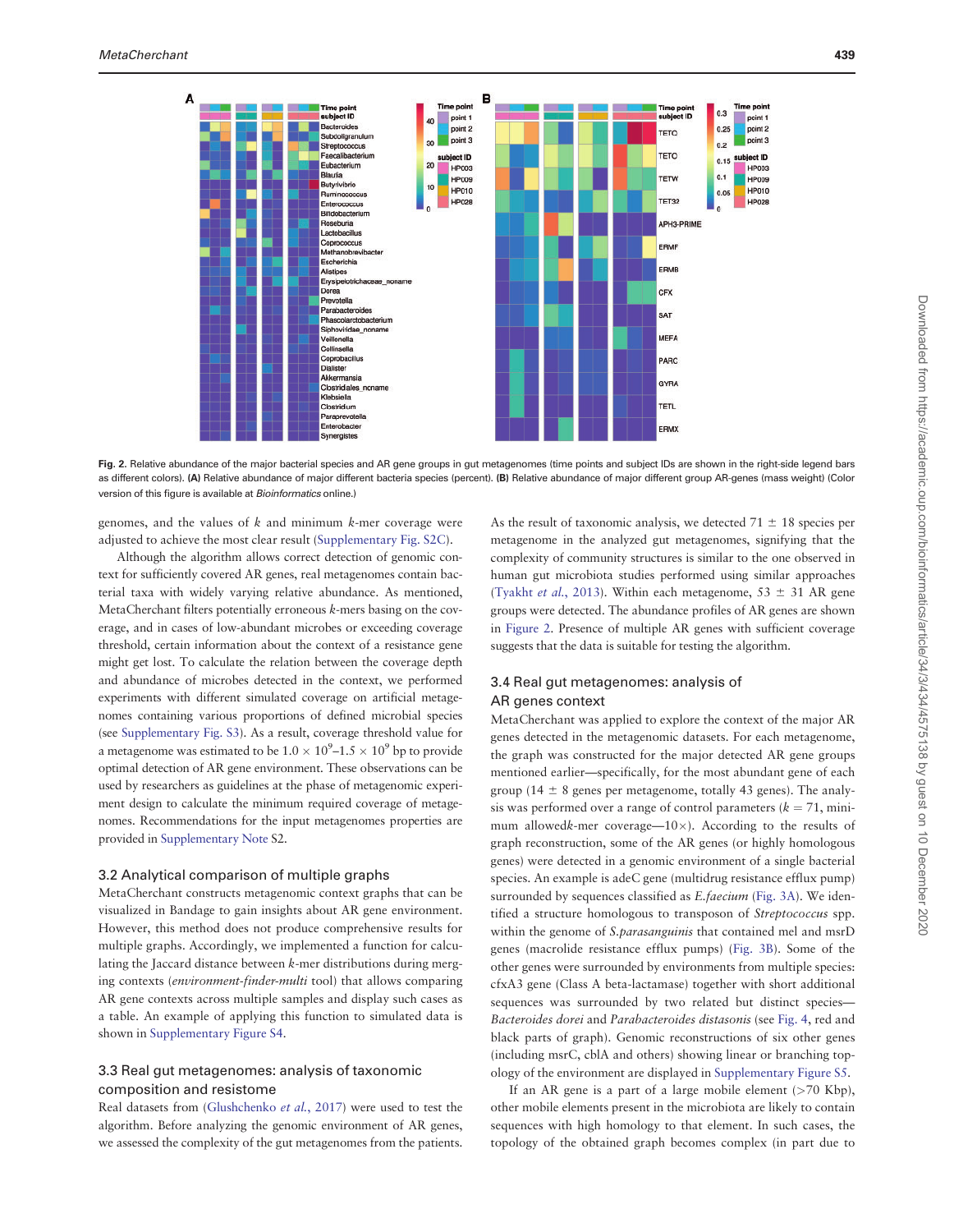Fig. 2. Relative abundance of the major bacterial species and AR gene groups in gut metagenomes (time points and subject IDs are shown in the right-side legend bars as different colors). **(A)** Relative abundance of major different bacteria species (percent). **(B)** Relative abundance of major different group AR-genes (mass weight) (Color version of this figure is available at *Bioinformatics* online.)

genomes, and the values of $k$ and minimum $k$-mer coverage were adjusted to achieve the most clear result (Supplementary Fig. S2C).

Although the algorithm allows correct detection of genomic context for sufficiently covered AR genes, real metagenomes contain bacterial taxa with widely varying relative abundance. As mentioned, MetaCherchant filters potentially erroneous $k$-mers basing on the coverage, and in cases of low-abundant microbes or exceeding coverage threshold, certain information about the context of a resistance gene might get lost. To calculate the relation between the coverage depth and abundance of microbes detected in the context, we performed experiments with different simulated coverage on artificial metagenomes containing various proportions of defined microbial species (see Supplementary Fig. S3). As a result, coverage threshold value for a metagenome was estimated to be $1.0 \times 10^9$–$1.5 \times 10^9$ bp to provide optimal detection of AR gene environment. These observations can be used by researchers as guidelines at the phase of metagenomic experiment design to calculate the minimum required coverage of metagenomes. Recommendations for the input metagenomes properties are provided in Supplementary Note S2.

### 3.2 Analytical comparison of multiple graphs

MetaCherchant constructs metagenomic context graphs that can be visualized in Bandage to gain insights about AR gene environment. However, this method does not produce comprehensive results for multiple graphs. Accordingly, we implemented a function for calculating the Jaccard distance between $k$-mer distributions during merging contexts (*environment-finder-multi* tool) that allows comparing AR gene contexts across multiple samples and display such cases as a table. An example of applying this function to simulated data is shown in Supplementary Figure S4.

### 3.3 Real gut metagenomes: analysis of taxonomic composition and resistome

Real datasets from (Glushchenko *et al.*, 2017) were used to test the algorithm. Before analyzing the genomic environment of AR genes, we assessed the complexity of the gut metagenomes from the patients. As the result of taxonomic analysis, we detected 71 ± 18 species per metagenome in the analyzed gut metagenomes, signifying that the complexity of community structures is similar to the one observed in human gut microbiota studies performed using similar approaches (Tyakht *et al.*, 2013). Within each metagenome, 53 ± 31 AR gene groups were detected. The abundance profiles of AR genes are shown in Figure 2. Presence of multiple AR genes with sufficient coverage suggests that the data is suitable for testing the algorithm.

### 3.4 Real gut metagenomes: analysis of AR genes context

MetaCherchant was applied to explore the context of the major AR genes detected in the metagenomic datasets. For each metagenome, the graph was constructed for the major detected AR gene groups mentioned earlier—specifically, for the most abundant gene of each group (14 ± 8 genes per metagenome, totally 43 genes). The analysis was performed over a range of control parameters ($k = 71$, minimum allowed$k$-mer coverage—10×). According to the results of graph reconstruction, some of the AR genes (or highly homologous genes) were detected in a genomic environment of a single bacterial species. An example is adeC gene (multidrug resistance efflux pump) surrounded by sequences classified as *E.faecium* (Fig. 3A). We identified a structure homologous to transposon of *Streptococcus* spp. within the genome of *S.parasanguinis* that contained mel and msrD genes (macrolide resistance efflux pumps) (Fig. 3B). Some of the other genes were surrounded by environments from multiple species: cfxA3 gene (Class A beta-lactamase) together with short additional sequences was surrounded by two related but distinct species—*Bacteroides dorei* and *Parabacteroides distasonis* (see Fig. 4, red and black parts of graph). Genomic reconstructions of six other genes (including msrC, cblA and others) showing linear or branching topology of the environment are displayed in Supplementary Figure S5.

If an AR gene is a part of a large mobile element (>70 Kbp), other mobile elements present in the metagenome are likely to contain sequences with high homology to that element. In such cases, the topology of the obtained graph becomes complex (in part due to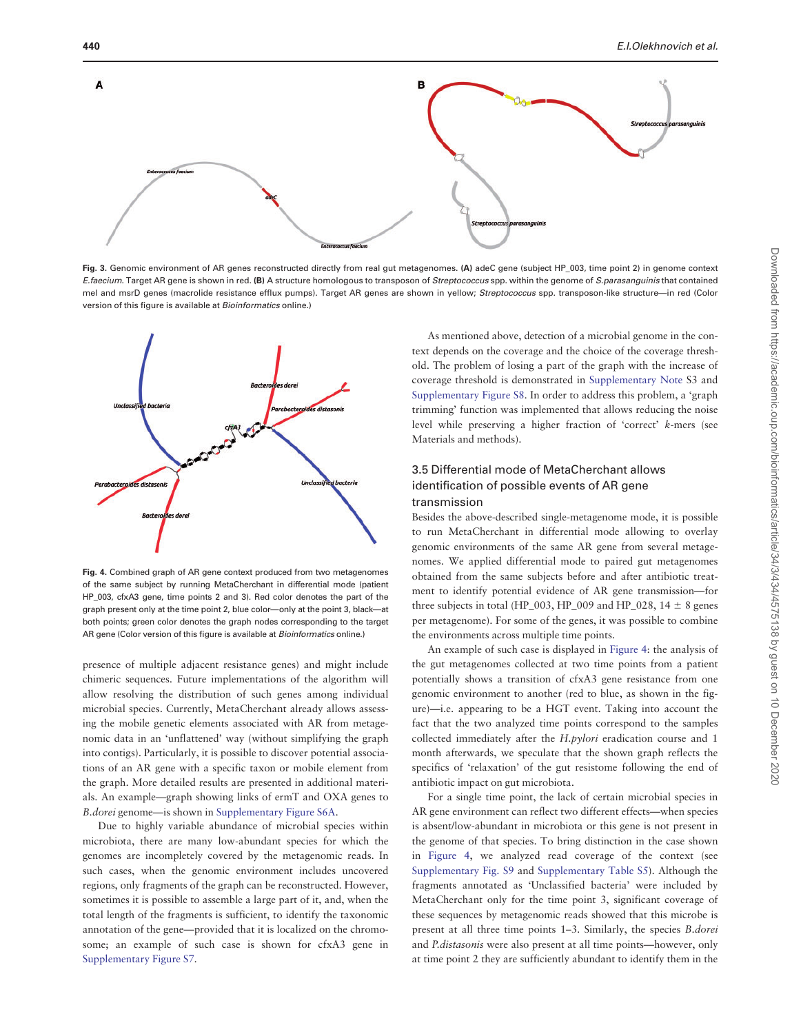Fig. 3. Genomic environment of AR genes reconstructed directly from real gut metagenomes. **(A)** adeC gene (subject HP_003, time point 2) in genome context *E.faecium*. Target AR gene is shown in red. **(B)** A structure homologous to transposon of *Streptococcus* spp. within the genome of *S.parasanguinis* that contained mel and msrD genes (macrolide resistance efflux pumps). Target AR genes are shown in yellow; *Streptococcus* spp. transposon-like structure—in red (Color version of this figure is available at *Bioinformatics* online.)

Fig. 4. Combined graph of AR gene context produced from two metagenomes of the same subject by running MetaCherchant in differential mode (patient HP_003, cfxA3 gene, time points 2 and 3). Red color denotes the part of the graph present only at the time point 2, blue color—only at the point 3, black—at both points; green color denotes the graph nodes corresponding to the target AR gene (Color version of this figure is available at *Bioinformatics* online.)

presence of multiple adjacent resistance genes) and might include chimeric sequences. Future implementations of the algorithm will allow resolving the distribution of such genes among individual microbial species. Currently, MetaCherchant already allows assessing the mobile genetic elements associated with AR from metagenomic data in an 'unflattened' way (without simplifying the graph into contigs). Particularly, it is possible to discover potential associations of an AR gene with a specific taxon or mobile element from the graph. More detailed results are presented in additional materials. An example—graph showing links of ermT and OXA genes to *B.dorei* genome—is shown in Supplementary Figure S6A.

Due to highly variable abundance of microbial species within microbiota, there are many low-abundant species for which the genomes are incompletely covered by the metagenomic reads. In such cases, when the genomic environment includes uncovered regions, only fragments of the graph can be reconstructed. However, sometimes it is possible to assemble a large part of it, and, when the total length of the fragments is sufficient, to identify the taxonomic annotation of the gene—provided that it is localized on the chromosome; an example of such case is shown for cfxA3 gene in Supplementary Figure S7.

As mentioned above, detection of a microbial genome in the context depends on the coverage and the choice of the coverage threshold. The problem of losing a part of the graph with the increase of coverage threshold is demonstrated in Supplementary Note S3 and Supplementary Figure S8. In order to address this problem, a 'graph trimming' function was implemented that allows reducing the noise level while preserving a higher fraction of 'correct' *k*-mers (see Materials and methods).

### 3.5 Differential mode of MetaCherchant allows identification of possible events of AR gene transmission

Besides the above-described single-metagenome mode, it is possible to run MetaCherchant in differential mode allowing to overlay genomic environments of the same AR gene from several metagenomes. We applied differential mode to paired gut metagenomes obtained from the same subjects before and after antibiotic treatment to identify potential evidence of AR gene transmission—for three subjects in total (HP_003, HP_009 and HP_028, 14 ± 8 genes per metagenome). For some of the genes, it was possible to combine the environments across multiple time points.

An example of such case is displayed in Figure 4: the analysis of the gut metagenomes collected at two time points from a patient potentially shows a transition of cfxA3 gene resistance from one genomic environment to another (red to blue, as shown in the figure)—i.e. appearing to be a HGT event. Taking into account the fact that the two analyzed time points correspond to the samples collected immediately after the *H.pylori* eradication course and 1 month afterwards, we speculate that the shown graph reflects the specifics of 'relaxation' of the gut resistome following the end of antibiotic impact on gut microbiota.

For a single time point, the lack of certain microbial species in AR gene environment can reflect two different effects—when species is absent/low-abundant in microbiota or this gene is not present in the genome of that species. To bring distinction in the case shown in Figure 4, we analyzed read coverage of the context (see Supplementary Fig. S9 and Supplementary Table S5). Although the fragments annotated as 'Unclassified bacteria' were included by MetaCherchant only for the time point 3, significant coverage of these sequences by metagenomic reads showed that this microbe is present at all three time points 1–3. Similarly, the species *B.dorei* and *P.distasonis* were also present at all time points—however, only at time point 2 they are sufficiently abundant to identify them in the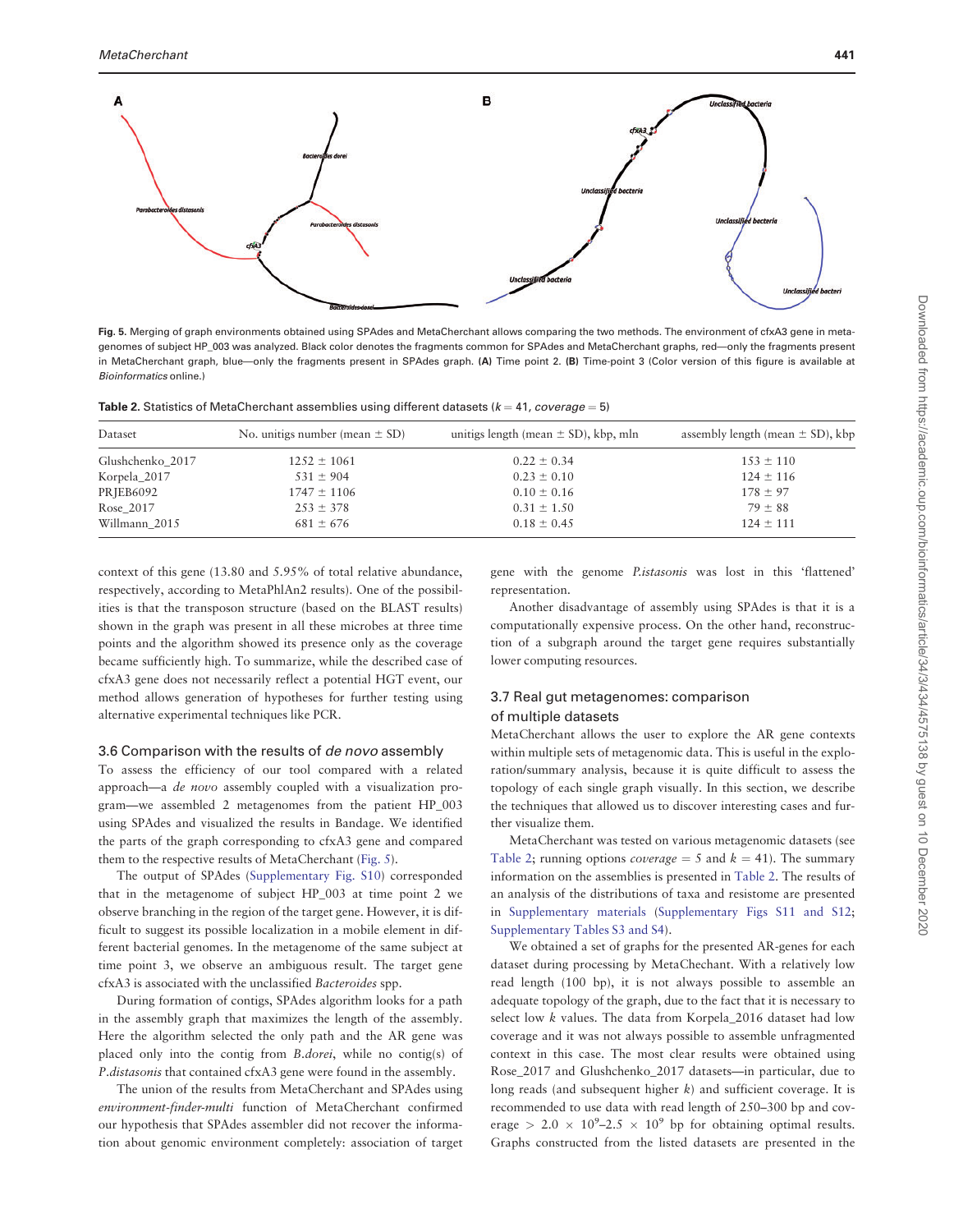**Fig. 5.** Merging of graph environments obtained using SPAdes and MetaCherchant allows comparing the two methods. The environment of cfxA3 gene in metagenomes of subject HP_003 was analyzed. Black color denotes the fragments common for SPAdes and MetaCherchant graphs, red—only the fragments present in MetaCherchant graph, blue—only the fragments present in SPAdes graph. **(A)** Time point 2. **(B)** Time-point 3 (Color version of this figure is available at *Bioinformatics* online.)

**Table 2.** Statistics of MetaCherchant assemblies using different datasets ($k = 41$, *coverage* = 5)

| Dataset | No. unitigs number (mean ± SD) | unitigs length (mean ± SD), kbp, mln | assembly length (mean ± SD), kbp |
|---|---|---|---|
| Glushchenko_2017 | 1252 ± 1061 | 0.22 ± 0.34 | 153 ± 110 |
| Korpela_2017 | 531 ± 904 | 0.23 ± 0.10 | 124 ± 116 |
| PRJEB6092 | 1747 ± 1106 | 0.10 ± 0.16 | 178 ± 97 |
| Rose_2017 | 253 ± 378 | 0.31 ± 1.50 | 79 ± 88 |
| Willmann_2015 | 681 ± 676 | 0.18 ± 0.45 | 124 ± 111 |

context of this gene (13.80 and 5.95% of total relative abundance, respectively, according to MetaPhlAn2 results). One of the possibilities is that the transposon structure (based on the BLAST results) shown in the graph was present in all these microbes at three time points and the algorithm showed its presence only as the coverage became sufficiently high. To summarize, while the described case of cfxA3 gene does not necessarily reflect a potential HGT event, our method allows generation of hypotheses for further testing using alternative experimental techniques like PCR.

### 3.6 Comparison with the results of *de novo* assembly

To assess the efficiency of our tool compared with a related approach—a *de novo* assembly coupled with a visualization program—we assembled 2 metagenomes from the patient HP_003 using SPAdes and visualized the results in Bandage. We identified the parts of the graph corresponding to cfxA3 gene and compared them to the respective results of MetaCherchant (Fig. 5).

The output of SPAdes (Supplementary Fig. S10) corresponded that in the metagenome of subject HP_003 at time point 2 we observe branching in the region of the target gene. However, it is difficult to suggest its possible localization in a mobile element in different bacterial genomes. In the metagenome of the same subject at time point 3, we observe an ambiguous result. The target gene cfxA3 is associated with the unclassified *Bacteroides* spp.

During formation of contigs, SPAdes algorithm looks for a path in the assembly graph that maximizes the length of the assembly. Here the algorithm selected the only path and the AR gene was placed only into the contig from *B.dorei*, while no contig(s) of *P.distasonis* that contained cfxA3 gene were found in the assembly.

The union of the results from MetaCherchant and SPAdes using *environment-finder-multi* function of MetaCherchant confirmed our hypothesis that SPAdes assembler did not recover the information about genomic environment completely: association of target gene with the genome *P.istasonis* was lost in this 'flattened' representation.

Another disadvantage of assembly using SPAdes is that it is a computationally expensive process. On the other hand, reconstruction of a subgraph around the target gene requires substantially lower computing resources.

### 3.7 Real gut metagenomes: comparison of multiple datasets

MetaCherchant allows the user to explore the AR gene contexts within multiple sets of metagenomic data. This is useful in the exploration/summary analysis, because it is quite difficult to assess the topology of each single graph visually. In this section, we describe the techniques that allowed us to discover interesting cases and further visualize them.

MetaCherchant was tested on various metagenomic datasets (see Table 2; running options *coverage* = 5 and $k = 41$). The summary information on the assemblies is presented in Table 2. The results of an analysis of the distributions of taxa and resistome are presented in Supplementary materials (Supplementary Figs S11 and S12; Supplementary Tables S3 and S4).

We obtained a set of graphs for the presented AR-genes for each dataset during processing by MetaChechant. With a relatively low read length (100 bp), it is not always possible to assemble an adequate topology of the graph, due to the fact that it is necessary to select low $k$ values. The data from Korpela_2016 dataset had low coverage and it was not always possible to assemble unfragmented context in this case. The most clear results were obtained using Rose_2017 and Glushchenko_2017 datasets—in particular, due to long reads (and subsequent higher $k$) and sufficient coverage. It is recommended to use data with read length of 250–300 bp and coverage $> 2.0 \times 10^9$–$2.5 \times 10^9$ bp for obtaining optimal results. Graphs constructed from the listed datasets are presented in the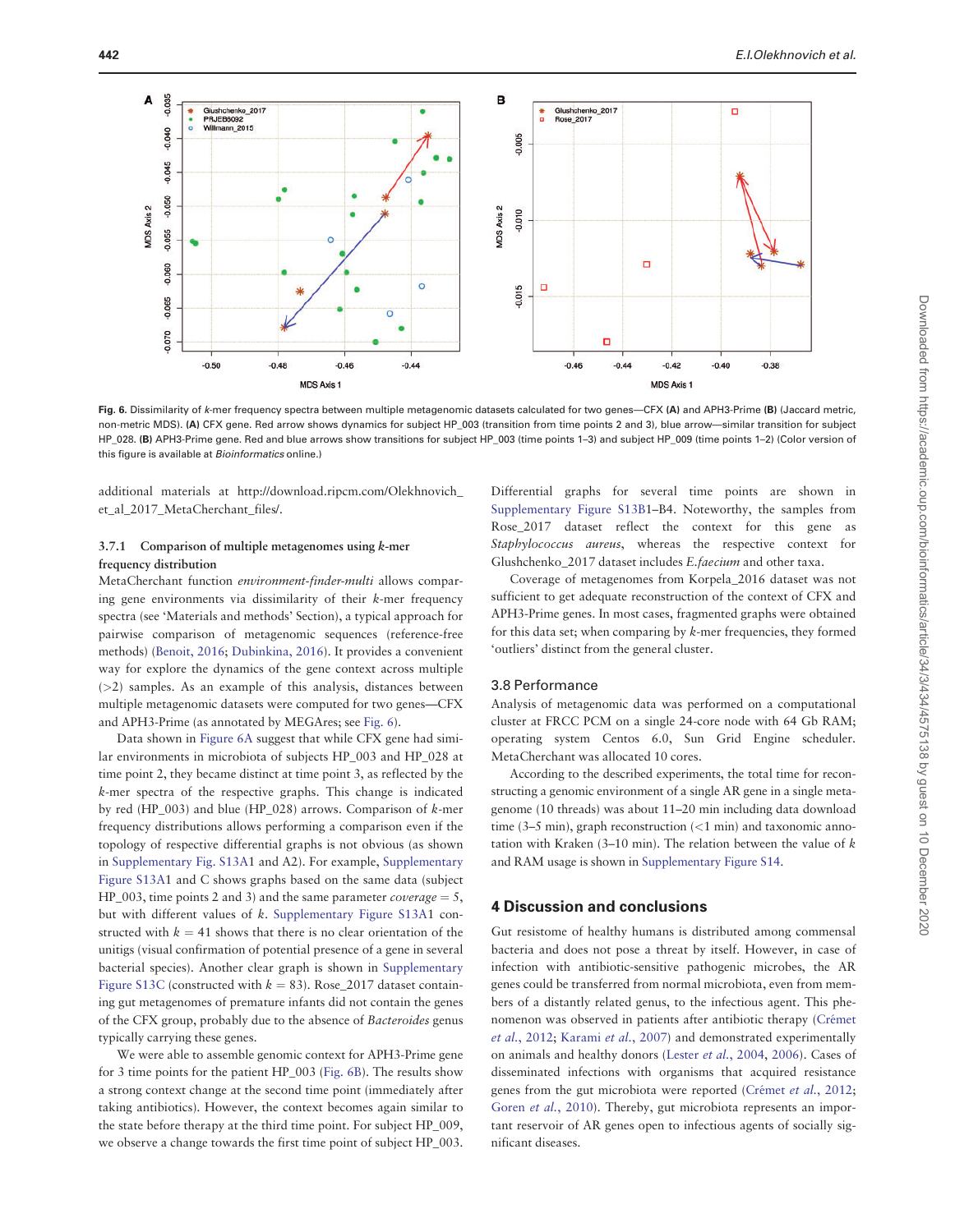Fig. 6. Dissimilarity of *k*-mer frequency spectra between multiple metagenomic datasets calculated for two genes—CFX (**A**) and APH3-Prime (**B**) (Jaccard metric, non-metric MDS). (**A**) CFX gene. Red arrow shows dynamics for subject HP_003 (transition from time points 2 and 3), blue arrow—similar transition for subject HP_028. (**B**) APH3-Prime gene. Red and blue arrows show transitions for subject HP_003 (time points 1–3) and subject HP_009 (time points 1–2) (Color version of this figure is available at *Bioinformatics* online.)

additional materials at http://download.ripcm.com/Olekhnovich_et_al_2017_MetaCherchant_files/.

### 3.7.1 Comparison of multiple metagenomes using *k*-mer frequency distribution

MetaCherchant function *environment-finder-multi* allows comparing gene environments via dissimilarity of their *k*-mer frequency spectra (see 'Materials and methods' Section), a typical approach for pairwise comparison of metagenomic sequences (reference-free methods) (Benoit, 2016; Dubinkina, 2016). It provides a convenient way for explore the dynamics of the gene context across multiple (>2) samples. As an example of this analysis, distances between multiple metagenomic datasets were computed for two genes—CFX and APH3-Prime (as annotated by MEGARes; see Fig. 6).

Data shown in Figure 6A suggest that while CFX gene had similar environments in microbiota of subjects HP_003 and HP_028 at time point 2, they became distinct at time point 3, as reflected by the *k*-mer spectra of the respective graphs. This change is indicated by red (HP_003) and blue (HP_028) arrows. Comparison of *k*-mer frequency distributions allows performing a comparison even if the topology of respective differential graphs is not obvious (as shown in Supplementary Fig. S13A1 and A2). For example, Supplementary Figure S13A1 and C shows graphs based on the same data (subject HP_003, time points 2 and 3) and the same parameter *coverage* = 5, but with different values of *k*. Supplementary Figure S13A1 constructed with $k = 41$ shows that there is no clear orientation of the unitigs (visual confirmation of potential presence of a gene in several bacterial species). Another clear graph is shown in Supplementary Figure S13C (constructed with $k = 83$). Rose_2017 dataset containing gut metagenomes of premature infants did not contain the genes of the CFX group, probably due to the absence of *Bacteroides* genus typically carrying these genes.

We were able to assemble genomic context for APH3-Prime gene for 3 time points for the patient HP_003 (Fig. 6B). The results show a strong context change at the second time point (immediately after taking antibiotics). However, the context becomes again similar to the state before therapy at the third time point. For subject HP_009, we observe a change towards the first time point of subject HP_003. Differential graphs for several time points are shown in Supplementary Figure S13B1–B4. Noteworthy, the samples from Rose_2017 dataset reflect the context for this gene as *Staphylococcus aureus*, whereas the respective context for Glushchenko_2017 dataset includes *E.faecium* and other taxa.

Coverage of metagenomes from Korpela_2016 dataset was not sufficient to get adequate reconstruction of the context of CFX and APH3-Prime genes. In most cases, fragmented graphs were obtained for this data set; when comparing by *k*-mer frequencies, they formed 'outliers' distinct from the general cluster.

## 3.8 Performance

Analysis of metagenomic data was performed on a computational cluster at FRCC PCM on a single 24-core node with 64 Gb RAM; operating system Centos 6.0, Sun Grid Engine scheduler. MetaCherchant was allocated 10 cores.

According to the described experiments, the total time for reconstructing a genomic environment of a single AR gene in a single metagenome (10 threads) was about 11–20 min including data download time (3–5 min), graph reconstruction (<1 min) and taxonomic annotation with Kraken (3–10 min). The relation between the value of *k* and RAM usage is shown in Supplementary Figure S14.

# 4 Discussion and conclusions

Gut resistome of healthy humans is distributed among commensal bacteria and does not pose a threat by itself. However, in case of infection with antibiotic-sensitive pathogenic microbes, the AR genes could be transferred from normal microbiota, even from members of a distantly related genus, to the infectious agent. This phenomenon was observed in patients after antibiotic therapy (Crémet *et al.*, 2012; Karami *et al.*, 2007) and demonstrated experimentally on animals and healthy donors (Lester *et al.*, 2004, 2006). Cases of disseminated infections with organisms that acquired resistance genes from the gut microbiota were reported (Crémet *et al.*, 2012; Goren *et al.*, 2010). Thereby, gut microbiota represents an important reservoir of AR genes open to infectious agents of socially significant diseases.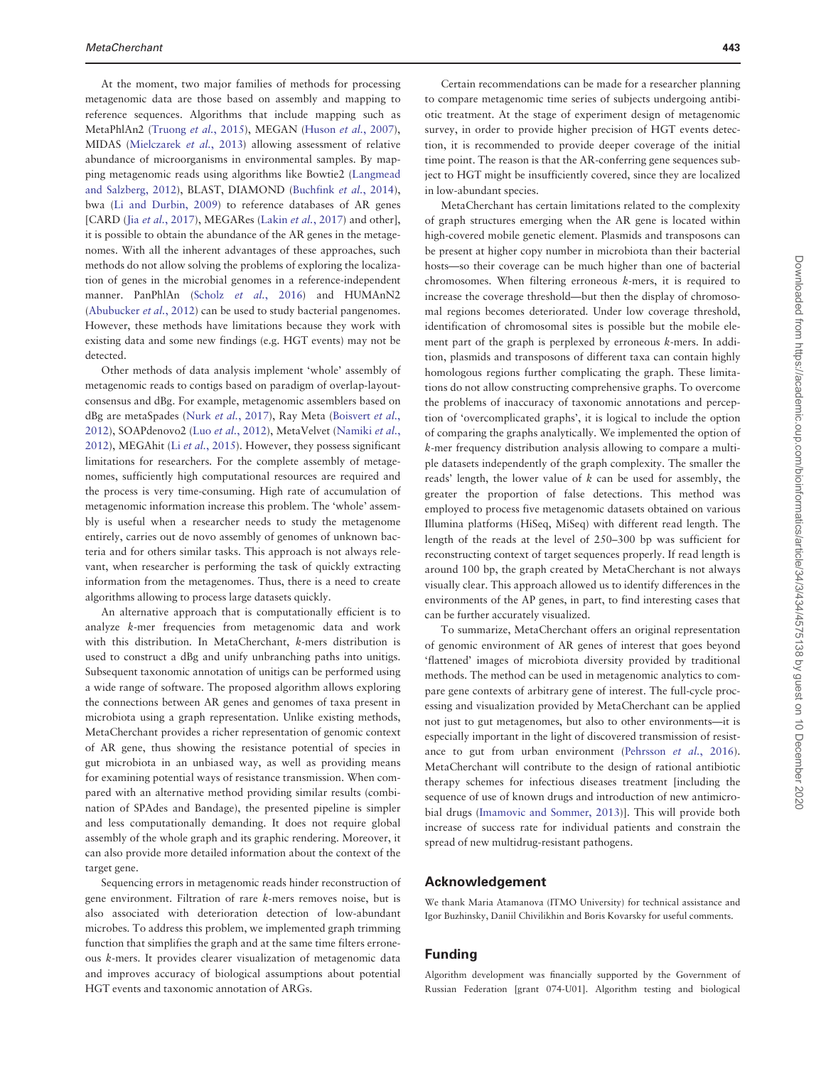At the moment, two major families of methods for processing metagenomic data are those based on assembly and mapping to reference sequences. Algorithms that include mapping such as MetaPhlAn2 (Truong *et al.*, 2015), MEGAN (Huson *et al.*, 2007), MIDAS (Mielczarek *et al.*, 2013) allowing assessment of relative abundance of microorganisms in environmental samples. By mapping metagenomic reads using algorithms like Bowtie2 (Langmead and Salzberg, 2012), BLAST, DIAMOND (Buchfink *et al.*, 2014), bwa (Li and Durbin, 2009) to reference databases of AR genes [CARD (Jia *et al.*, 2017), MEGARes (Lakin *et al.*, 2017) and other], it is possible to obtain the abundance of the AR genes in the metagenomes. With all the inherent advantages of these approaches, such methods do not allow solving the problems of exploring the localization of genes in the microbial genomes in a reference-independent manner. PanPhlAn (Scholz *et al.*, 2016) and HUMAnN2 (Abubucker *et al.*, 2012) can be used to study bacterial pangenomes. However, these methods have limitations because they work with existing data and some new findings (e.g. HGT events) may not be detected.

Other methods of data analysis implement 'whole' assembly of metagenomic reads to contigs based on paradigm of overlap-layout-consensus and dBg. For example, metagenomic assemblers based on dBg are metaSpades (Nurk *et al.*, 2017), Ray Meta (Boisvert *et al.*, 2012), SOAPdenovo2 (Luo *et al.*, 2012), MetaVelvet (Namiki *et al.*, 2012), MEGAhit (Li *et al.*, 2015). However, they possess significant limitations for researchers. For the complete assembly of metagenomes, sufficiently high computational resources are required and the process is very time-consuming. High rate of accumulation of metagenomic information increase this problem. The 'whole' assembly is useful when a researcher needs to study the metagenome entirely, carries out de novo assembly of genomes of unknown bacteria and for others similar tasks. This approach is not always relevant, when researcher is performing the task of quickly extracting information from the metagenomes. Thus, there is a need to create algorithms allowing to process large datasets quickly.

An alternative approach that is computationally efficient is to analyze *k*-mer frequencies from metagenomic data and work with this distribution. In MetaCherchant, *k*-mers distribution is used to construct a dBg and unify unbranching paths into unitigs. Subsequent taxonomic annotation of unitigs can be performed using a wide range of software. The proposed algorithm allows exploring the connections between AR genes and genomes of taxa present in microbiota using a graph representation. Unlike existing methods, MetaCherchant provides a richer representation of genomic context of AR gene, thus showing the resistance potential of species in gut microbiota in an unbiased way, as well as providing means for examining potential ways of resistance transmission. When compared with an alternative method providing similar results (combination of SPAdes and Bandage), the presented pipeline is simpler and less computationally demanding. It does not require global assembly of the whole graph and its graphic rendering. Moreover, it can also provide more detailed information about the context of the target gene.

Sequencing errors in metagenomic reads hinder reconstruction of gene environment. Filtration of rare *k*-mers removes noise, but is also associated with deterioration detection of low-abundant microbes. To address this problem, we implemented graph trimming function that simplifies the graph and at the same time filters erroneous *k*-mers. It provides clearer visualization of metagenomic data and improves accuracy of biological assumptions about potential HGT events and taxonomic annotation of ARGs.

Certain recommendations can be made for a researcher planning to compare metagenomic time series of subjects undergoing antibiotic treatment. At the stage of experiment design of metagenomic survey, in order to provide higher precision of HGT events detection, it is recommended to provide deeper coverage of the initial time point. The reason is that the AR-conferring gene sequences subject to HGT might be insufficiently covered, since they are localized in low-abundant species.

MetaCherchant has certain limitations related to the complexity of graph structures emerging when the AR gene is located within high-covered mobile genetic element. Plasmids and transposons can be present at higher copy number in microbiota than their bacterial hosts—so their coverage can be much higher than one of bacterial chromosomes. When filtering erroneous *k*-mers, it is required to increase the coverage threshold—but then the display of chromosomal regions becomes deteriorated. Under low coverage threshold, identification of chromosomal sites is possible but the mobile element part of the graph is perplexed by erroneous *k*-mers. In addition, plasmids and transposons of different taxa can contain highly homologous regions further complicating the graph. These limitations do not allow constructing comprehensive graphs. To overcome the problems of inaccuracy of taxonomic annotations and perception of 'overcomplicated graphs', it is logical to include the option of comparing the graphs analytically. We implemented the option of *k*-mer frequency distribution analysis allowing to compare a multiple datasets independently of the graph complexity. The smaller the reads' length, the lower value of *k* can be used for assembly, the greater the proportion of false detections. This method was employed to process five metagenomic datasets obtained on various Illumina platforms (HiSeq, MiSeq) with different read length. The length of the reads at the level of 250–300 bp was sufficient for reconstructing context of target sequences properly. If read length is around 100 bp, the graph created by MetaCherchant is not always visually clear. This approach allowed us to identify differences in the environments of the AP genes, in part, to find interesting cases that can be further accurately visualized.

To summarize, MetaCherchant offers an original representation of genomic environment of AR genes of interest that goes beyond 'flattened' images of microbiota diversity provided by traditional methods. The method can be used in metagenomic analytics to compare gene contexts of arbitrary gene of interest. The full-cycle processing and visualization provided by MetaCherchant can be applied not just to gut metagenomes, but also to other environments—it is especially important in the light of discovered transmission of resistance to gut from urban environment (Pehrsson *et al.*, 2016). MetaCherchant will contribute to the design of rational antibiotic therapy schemes for infectious diseases treatment [including the sequence of use of known drugs and introduction of new antimicrobial drugs (Imamovic and Sommer, 2013)]. This will provide both increase of success rate for individual patients and constrain the spread of new multidrug-resistant pathogens.

## Acknowledgement

We thank Maria Atamanova (ITMO University) for technical assistance and Igor Buzhinsky, Daniil Chivilikhin and Boris Kovarsky for useful comments.

## Funding

Algorithm development was financially supported by the Government of Russian Federation [grant 074-U01]. Algorithm testing and biological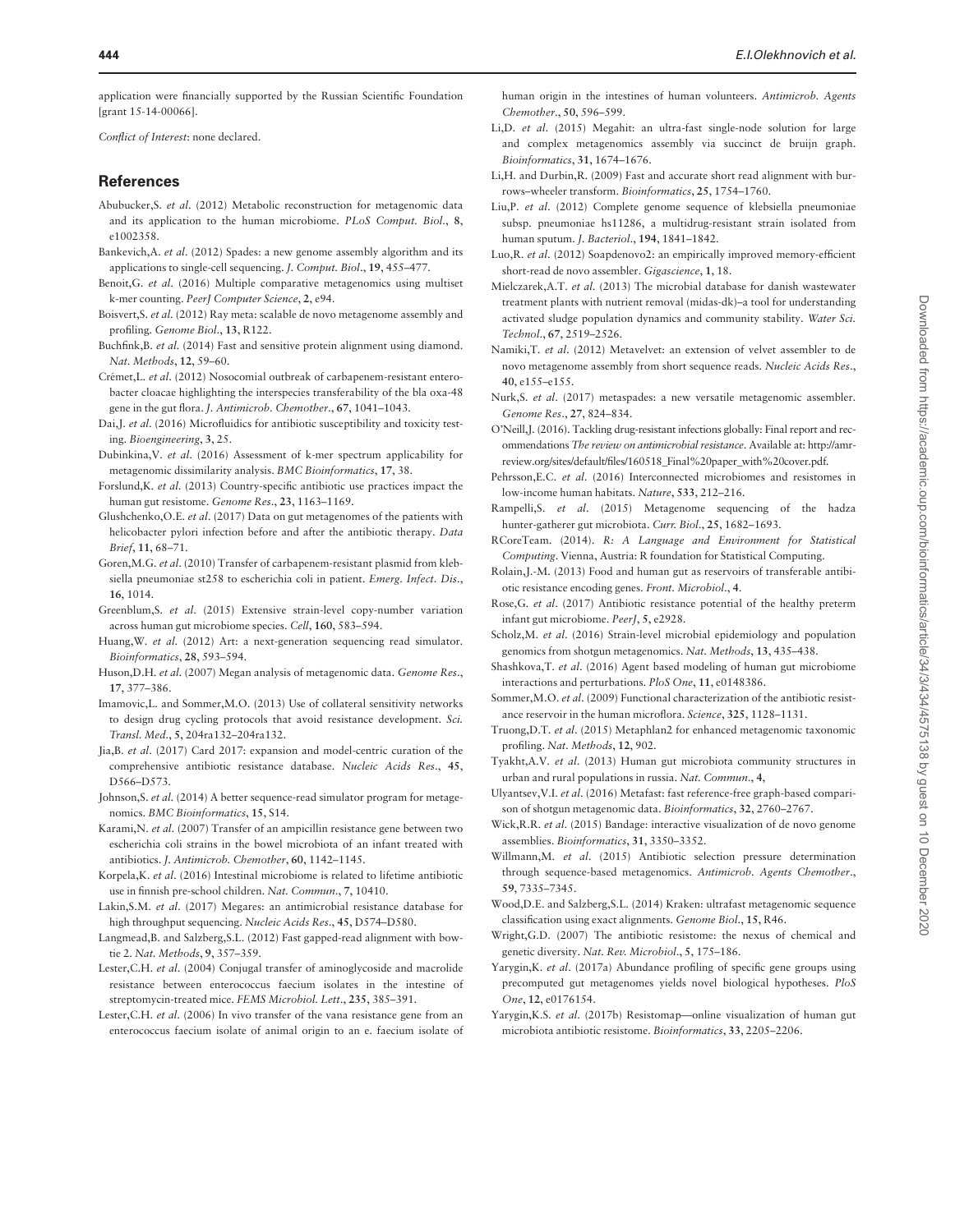application were financially supported by the Russian Scientific Foundation [grant 15-14-00066].

*Conflict of Interest*: none declared.

## References

Abubucker,S. *et al*. (2012) Metabolic reconstruction for metagenomic data and its application to the human microbiome. *PLoS Comput. Biol*., **8**, e1002358.

Bankevich,A. *et al*. (2012) Spades: a new genome assembly algorithm and its applications to single-cell sequencing. *J. Comput. Biol*., **19**, 455–477.

Benoit,G. *et al*. (2016) Multiple comparative metagenomics using multiset k-mer counting. *PeerJ Computer Science*, **2**, e94.

Boisvert,S. *et al*. (2012) Ray meta: scalable de novo metagenome assembly and profiling. *Genome Biol*., **13**, R122.

Buchfink,B. *et al*. (2014) Fast and sensitive protein alignment using diamond. *Nat. Methods*, **12**, 59–60.

Crémet,L. *et al*. (2012) Nosocomial outbreak of carbapenem-resistant enterobacter cloacae highlighting the interspecies transferability of the bla oxa-48 gene in the gut flora. *J. Antimicrob. Chemother*., **67**, 1041–1043.

Dai,J. *et al*. (2016) Microfluidics for antibiotic susceptibility and toxicity testing. *Bioengineering*, **3**, 25.

Dubinkina,V. *et al*. (2016) Assessment of k-mer spectrum applicability for metagenomic dissimilarity analysis. *BMC Bioinformatics*, **17**, 38.

Forslund,K. *et al*. (2013) Country-specific antibiotic use practices impact the human gut resistome. *Genome Res*., **23**, 1163–1169.

Glushchenko,O.E. *et al*. (2017) Data on gut metagenomes of the patients with helicobacter pylori infection before and after the antibiotic therapy. *Data Brief*, **11**, 68–71.

Goren,M.G. *et al*. (2010) Transfer of carbapenem-resistant plasmid from klebsiella pneumoniae st258 to escherichia coli in patient. *Emerg. Infect. Dis*., **16**, 1014.

Greenblum,S. *et al*. (2015) Extensive strain-level copy-number variation across human gut microbiome species. *Cell*, **160**, 583–594.

Huang,W. *et al*. (2012) Art: a next-generation sequencing read simulator. *Bioinformatics*, **28**, 593–594.

Huson,D.H. *et al*. (2007) Megan analysis of metagenomic data. *Genome Res*., **17**, 377–386.

Imamovic,L. and Sommer,M.O. (2013) Use of collateral sensitivity networks to design drug cycling protocols that avoid resistance development. *Sci. Transl. Med*., **5**, 204ra132–204ra132.

Jia,B. *et al*. (2017) Card 2017: expansion and model-centric curation of the comprehensive antibiotic resistance database. *Nucleic Acids Res*., **45**, D566–D573.

Johnson,S. *et al*. (2014) A better sequence-read simulator program for metagenomics. *BMC Bioinformatics*, **15**, S14.

Karami,N. *et al*. (2007) Transfer of an ampicillin resistance gene between two escherichia coli strains in the bowel microbiota of an infant treated with antibiotics. *J. Antimicrob. Chemother*, **60**, 1142–1145.

Korpela,K. *et al*. (2016) Intestinal microbiome is related to lifetime antibiotic use in finnish pre-school children. *Nat. Commun*., **7**, 10410.

Lakin,S.M. *et al*. (2017) Megares: an antimicrobial resistance database for high throughput sequencing. *Nucleic Acids Res*., **45**, D574–D580.

Langmead,B. and Salzberg,S.L. (2012) Fast gapped-read alignment with bowtie 2. *Nat. Methods*, **9**, 357–359.

Lester,C.H. *et al*. (2004) Conjugal transfer of aminoglycoside and macrolide resistance between enterococcus faecium isolates in the intestine of streptomycin-treated mice. *FEMS Microbiol. Lett*., **235**, 385–391.

Lester,C.H. *et al*. (2006) In vivo transfer of the vana resistance gene from an enterococcus faecium isolate of animal origin to an e. faecium isolate of human origin in the intestines of human volunteers. *Antimicrob. Agents Chemother*., **50**, 596–599.

Li,D. *et al*. (2015) Megahit: an ultra-fast single-node solution for large and complex metagenomics assembly via succinct de bruijn graph. *Bioinformatics*, **31**, 1674–1676.

Li,H. and Durbin,R. (2009) Fast and accurate short read alignment with burrows–wheeler transform. *Bioinformatics*, **25**, 1754–1760.

Liu,P. *et al*. (2012) Complete genome sequence of klebsiella pneumoniae subsp. pneumoniae hs11286, a multidrug-resistant strain isolated from human sputum. *J. Bacteriol*., **194**, 1841–1842.

Luo,R. *et al*. (2012) Soapdenovo2: an empirically improved memory-efficient short-read de novo assembler. *Gigascience*, **1**, 18.

Mielczarek,A.T. *et al*. (2013) The microbial database for danish wastewater treatment plants with nutrient removal (midas-dk)–a tool for understanding activated sludge population dynamics and community stability. *Water Sci. Technol*., **67**, 2519–2526.

Namiki,T. *et al*. (2012) Metavelvet: an extension of velvet assembler to de novo metagenome assembly from short sequence reads. *Nucleic Acids Res*., **40**, e155–e155.

Nurk,S. *et al*. (2017) metaspades: a new versatile metagenomic assembler. *Genome Res*., **27**, 824–834.

O'Neill,J. (2016). Tackling drug-resistant infections globally: Final report and recommendations *The review on antimicrobial resistance*. Available at: http://amr-review.org/sites/default/files/160518_Final%20paper_with%20cover.pdf.

Pehrsson,E.C. *et al*. (2016) Interconnected microbiomes and resistomes in low-income human habitats. *Nature*, **533**, 212–216.

Rampelli,S. *et al*. (2015) Metagenome sequencing of the hadza hunter-gatherer gut microbiota. *Curr. Biol*., **25**, 1682–1693.

RCoreTeam. (2014). *R: A Language and Environment for Statistical Computing*. Vienna, Austria: R foundation for Statistical Computing.

Rolain,J.-M. (2013) Food and human gut as reservoirs of transferable antibiotic resistance encoding genes. *Front. Microbiol*., **4**.

Rose,G. *et al*. (2017) Antibiotic resistance potential of the healthy preterm infant gut microbiome. *PeerJ*, **5**, e2928.

Scholz,M. *et al*. (2016) Strain-level microbial epidemiology and population genomics from shotgun metagenomics. *Nat. Methods*, **13**, 435–438.

Shashkova,T. *et al*. (2016) Agent based modeling of human gut microbiome interactions and perturbations. *PloS One*, **11**, e0148386.

Sommer,M.O. *et al*. (2009) Functional characterization of the antibiotic resistance reservoir in the human microflora. *Science*, **325**, 1128–1131.

Truong,D.T. *et al*. (2015) Metaphlan2 for enhanced metagenomic taxonomic profiling. *Nat. Methods*, **12**, 902.

Tyakht,A.V. *et al*. (2013) Human gut microbiota community structures in urban and rural populations in russia. *Nat. Commun*., **4**,

Ulyantsev,V.I. *et al*. (2016) Metafast: fast reference-free graph-based comparison of shotgun metagenomic data. *Bioinformatics*, **32**, 2760–2767.

Wick,R.R. *et al*. (2015) Bandage: interactive visualization of de novo genome assemblies. *Bioinformatics*, **31**, 3350–3352.

Willmann,M. *et al*. (2015) Antibiotic selection pressure determination through sequence-based metagenomics. *Antimicrob. Agents Chemother*., **59**, 7335–7345.

Wood,D.E. and Salzberg,S.L. (2014) Kraken: ultrafast metagenomic sequence classification using exact alignments. *Genome Biol*., **15**, R46.

Wright,G.D. (2007) The antibiotic resistome: the nexus of chemical and genetic diversity. *Nat. Rev. Microbiol*., **5**, 175–186.

Yarygin,K. *et al*. (2017a) Abundance profiling of specific gene groups using precomputed gut metagenomes yields novel biological hypotheses. *PloS One*, **12**, e0176154.

Yarygin,K.S. *et al*. (2017b) Resistomap—online visualization of human gut microbiota antibiotic resistome. *Bioinformatics*, **33**, 2205–2206.